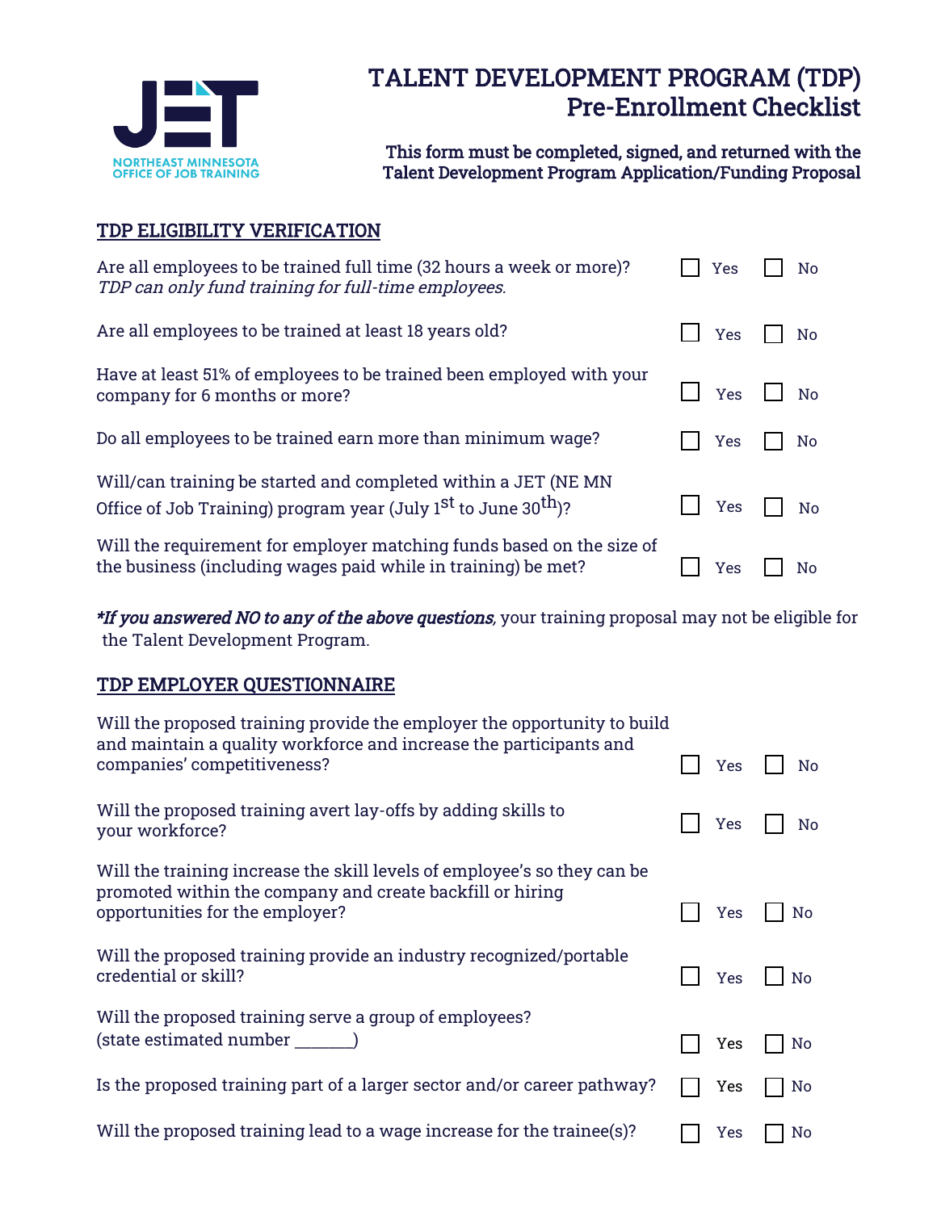JET

NORTHEAST MINNESOTA
OFFICE OF JOB TRAINING

# TALENT DEVELOPMENT PROGRAM (TDP) Pre-Enrollment Checklist

**This form must be completed, signed, and returned with the Talent Development Program Application/Funding Proposal**

## TDP ELIGIBILITY VERIFICATION

| Question | | |
|---|---|---|
| Are all employees to be trained full time (32 hours a week or more)? *TDP can only fund training for full-time employees.* | ☐ Yes | ☐ No |
| Are all employees to be trained at least 18 years old? | ☐ Yes | ☐ No |
| Have at least 51% of employees to be trained been employed with your company for 6 months or more? | ☐ Yes | ☐ No |
| Do all employees to be trained earn more than minimum wage? | ☐ Yes | ☐ No |
| Will/can training be started and completed within a JET (NE MN Office of Job Training) program year (July 1st to June 30th)? | ☐ Yes | ☐ No |
| Will the requirement for employer matching funds based on the size of the business (including wages paid while in training) be met? | ☐ Yes | ☐ No |

***If you answered NO to any of the above questions**, your training proposal may not be eligible for the Talent Development Program.*

## TDP EMPLOYER QUESTIONNAIRE

| Question | | |
|---|---|---|
| Will the proposed training provide the employer the opportunity to build and maintain a quality workforce and increase the participants and companies' competitiveness? | ☐ Yes | ☐ No |
| Will the proposed training avert lay-offs by adding skills to your workforce? | ☐ Yes | ☐ No |
| Will the training increase the skill levels of employee's so they can be promoted within the company and create backfill or hiring opportunities for the employer? | ☐ Yes | ☐ No |
| Will the proposed training provide an industry recognized/portable credential or skill? | ☐ Yes | ☐ No |
| Will the proposed training serve a group of employees? (state estimated number _______) | ☐ Yes | ☐ No |
| Is the proposed training part of a larger sector and/or career pathway? | ☐ Yes | ☐ No |
| Will the proposed training lead to a wage increase for the trainee(s)? | ☐ Yes | ☐ No |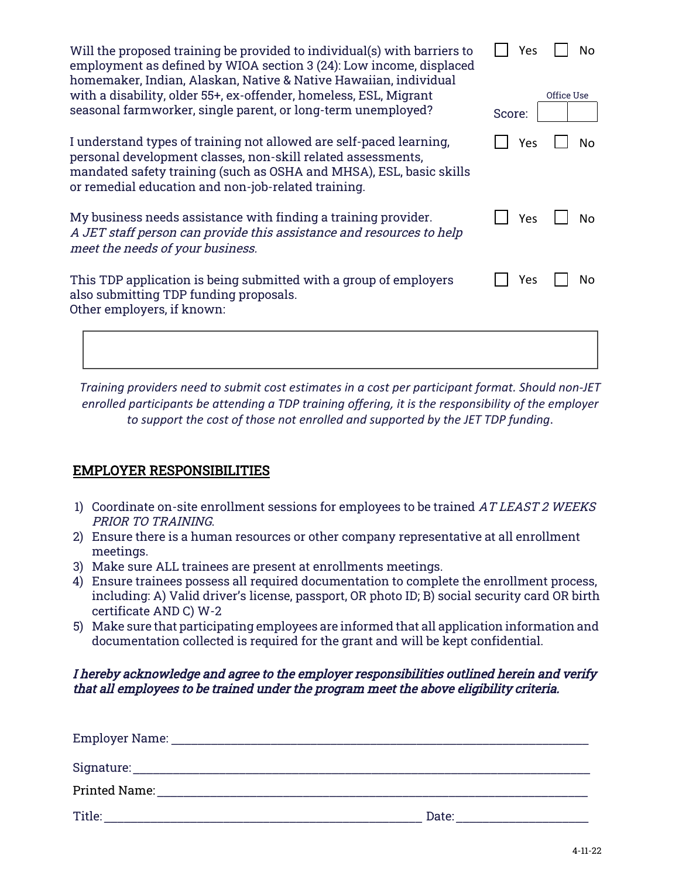Will the proposed training be provided to individual(s) with barriers to employment as defined by WIOA section 3 (24): Low income, displaced homemaker, Indian, Alaskan, Native & Native Hawaiian, individual with a disability, older 55+, ex-offender, homeless, ESL, Migrant seasonal farmworker, single parent, or long-term unemployed?

☐ Yes ☐ No

Office Use

Score: ____

I understand types of training not allowed are self-paced learning, personal development classes, non-skill related assessments, mandated safety training (such as OSHA and MHSA), ESL, basic skills or remedial education and non-job-related training.

☐ Yes ☐ No

My business needs assistance with finding a training provider.
*A JET staff person can provide this assistance and resources to help meet the needs of your business.*

☐ Yes ☐ No

This TDP application is being submitted with a group of employers also submitting TDP funding proposals.
Other employers, if known:

☐ Yes ☐ No

*Training providers need to submit cost estimates in a cost per participant format. Should non-JET enrolled participants be attending a TDP training offering, it is the responsibility of the employer to support the cost of those not enrolled and supported by the JET TDP funding.*

## EMPLOYER RESPONSIBILITIES

1) Coordinate on-site enrollment sessions for employees to be trained *AT LEAST 2 WEEKS PRIOR TO TRAINING.*
2) Ensure there is a human resources or other company representative at all enrollment meetings.
3) Make sure ALL trainees are present at enrollments meetings.
4) Ensure trainees possess all required documentation to complete the enrollment process, including: A) Valid driver's license, passport, OR photo ID; B) social security card OR birth certificate AND C) W-2
5) Make sure that participating employees are informed that all application information and documentation collected is required for the grant and will be kept confidential.

*I hereby acknowledge and agree to the employer responsibilities outlined herein and verify that all employees to be trained under the program meet the above eligibility criteria.*

Employer Name: ______________________________

Signature: ______________________________

Printed Name: ______________________________

Title: ______________________________ Date: ______________

4-11-22